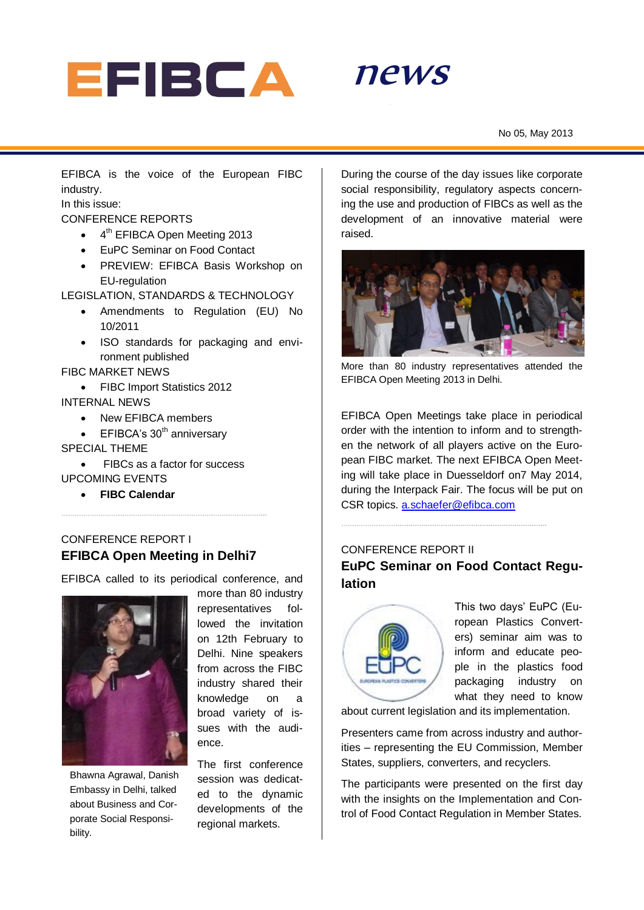# EFIBCA news

No 05, May 2013

EFIBCA is the voice of the European FIBC industry.

In this issue:

CONFERENCE REPORTS

- 4th EFIBCA Open Meeting 2013
- EuPC Seminar on Food Contact
- PREVIEW: EFIBCA Basis Workshop on EU-regulation

LEGISLATION, STANDARDS & TECHNOLOGY

- Amendments to Regulation (EU) No 10/2011
- ISO standards for packaging and environment published

FIBC MARKET NEWS

- FIBC Import Statistics 2012

INTERNAL NEWS

- New EFIBCA members
- EFIBCA's 30th anniversary

SPECIAL THEME

- FIBCs as a factor for success

UPCOMING EVENTS

- **FIBC Calendar**

CONFERENCE REPORT I

## EFIBCA Open Meeting in Delhi7

EFIBCA called to its periodical conference, and more than 80 industry representatives followed the invitation on 12th February to Delhi. Nine speakers from across the FIBC industry shared their knowledge on a broad variety of issues with the audience.

Bhawna Agrawal, Danish Embassy in Delhi, talked about Business and Corporate Social Responsibility.

The first conference session was dedicated to the dynamic developments of the regional markets. During the course of the day issues like corporate social responsibility, regulatory aspects concerning the use and production of FIBCs as well as the development of an innovative material were raised.

More than 80 industry representatives attended the EFIBCA Open Meeting 2013 in Delhi.

EFIBCA Open Meetings take place in periodical order with the intention to inform and to strengthen the network of all players active on the European FIBC market. The next EFIBCA Open Meeting will take place in Duesseldorf on7 May 2014, during the Interpack Fair. The focus will be put on CSR topics. a.schaefer@efibca.com

CONFERENCE REPORT II

## EuPC Seminar on Food Contact Regulation

This two days' EuPC (European Plastics Converters) seminar aim was to inform and educate people in the plastics food packaging industry on what they need to know about current legislation and its implementation.

Presenters came from across industry and authorities – representing the EU Commission, Member States, suppliers, converters, and recyclers.

The participants were presented on the first day with the insights on the Implementation and Control of Food Contact Regulation in Member States.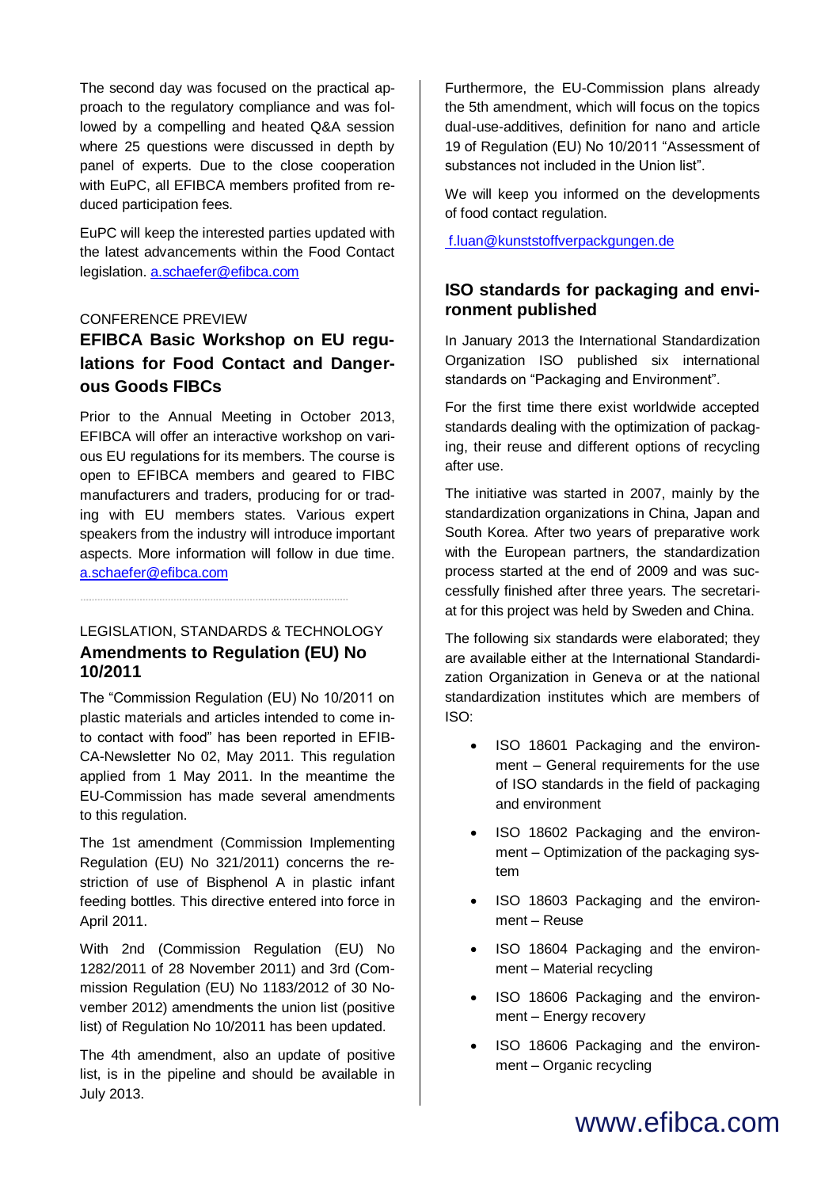The second day was focused on the practical approach to the regulatory compliance and was followed by a compelling and heated Q&A session where 25 questions were discussed in depth by panel of experts. Due to the close cooperation with EuPC, all EFIBCA members profited from reduced participation fees.

EuPC will keep the interested parties updated with the latest advancements within the Food Contact legislation. a.schaefer@efibca.com

CONFERENCE PREVIEW

## EFIBCA Basic Workshop on EU regulations for Food Contact and Dangerous Goods FIBCs

Prior to the Annual Meeting in October 2013, EFIBCA will offer an interactive workshop on various EU regulations for its members. The course is open to EFIBCA members and geared to FIBC manufacturers and traders, producing for or trading with EU members states. Various expert speakers from the industry will introduce important aspects. More information will follow in due time. a.schaefer@efibca.com

LEGISLATION, STANDARDS & TECHNOLOGY

## Amendments to Regulation (EU) No 10/2011

The "Commission Regulation (EU) No 10/2011 on plastic materials and articles intended to come into contact with food" has been reported in EFIBCA-Newsletter No 02, May 2011. This regulation applied from 1 May 2011. In the meantime the EU-Commission has made several amendments to this regulation.

The 1st amendment (Commission Implementing Regulation (EU) No 321/2011) concerns the restriction of use of Bisphenol A in plastic infant feeding bottles. This directive entered into force in April 2011.

With 2nd (Commission Regulation (EU) No 1282/2011 of 28 November 2011) and 3rd (Commission Regulation (EU) No 1183/2012 of 30 November 2012) amendments the union list (positive list) of Regulation No 10/2011 has been updated.

The 4th amendment, also an update of positive list, is in the pipeline and should be available in July 2013.

Furthermore, the EU-Commission plans already the 5th amendment, which will focus on the topics dual-use-additives, definition for nano and article 19 of Regulation (EU) No 10/2011 "Assessment of substances not included in the Union list".

We will keep you informed on the developments of food contact regulation.

f.luan@kunststoffverpackgungen.de

## ISO standards for packaging and environment published

In January 2013 the International Standardization Organization ISO published six international standards on "Packaging and Environment".

For the first time there exist worldwide accepted standards dealing with the optimization of packaging, their reuse and different options of recycling after use.

The initiative was started in 2007, mainly by the standardization organizations in China, Japan and South Korea. After two years of preparative work with the European partners, the standardization process started at the end of 2009 and was successfully finished after three years. The secretariat for this project was held by Sweden and China.

The following six standards were elaborated; they are available either at the International Standardization Organization in Geneva or at the national standardization institutes which are members of ISO:

- ISO 18601 Packaging and the environment – General requirements for the use of ISO standards in the field of packaging and environment
- ISO 18602 Packaging and the environment – Optimization of the packaging system
- ISO 18603 Packaging and the environment – Reuse
- ISO 18604 Packaging and the environment – Material recycling
- ISO 18606 Packaging and the environment – Energy recovery
- ISO 18606 Packaging and the environment – Organic recycling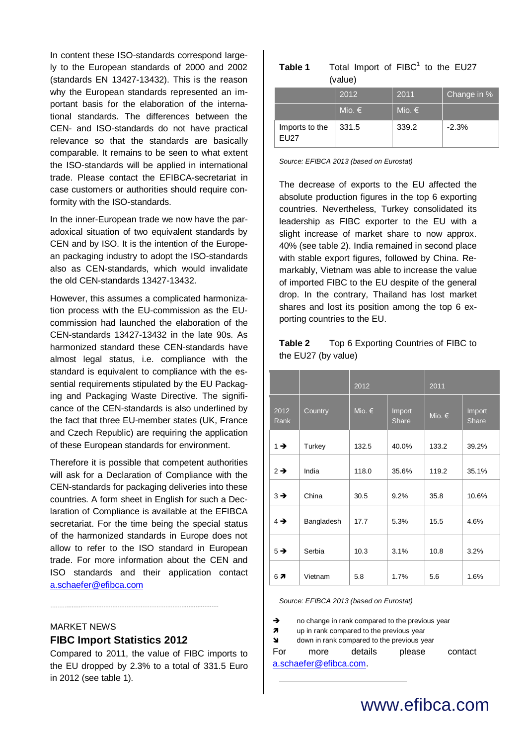In content these ISO-standards correspond largely to the European standards of 2000 and 2002 (standards EN 13427-13432). This is the reason why the European standards represented an important basis for the elaboration of the international standards. The differences between the CEN- and ISO-standards do not have practical relevance so that the standards are basically comparable. It remains to be seen to what extent the ISO-standards will be applied in international trade. Please contact the EFIBCA-secretariat in case customers or authorities should require conformity with the ISO-standards.

In the inner-European trade we now have the paradoxical situation of two equivalent standards by CEN and by ISO. It is the intention of the European packaging industry to adopt the ISO-standards also as CEN-standards, which would invalidate the old CEN-standards 13427-13432.

However, this assumes a complicated harmonization process with the EU-commission as the EU-commission had launched the elaboration of the CEN-standards 13427-13432 in the late 90s. As harmonized standard these CEN-standards have almost legal status, i.e. compliance with the standard is equivalent to compliance with the essential requirements stipulated by the EU Packaging and Packaging Waste Directive. The significance of the CEN-standards is also underlined by the fact that three EU-member states (UK, France and Czech Republic) are requiring the application of these European standards for environment.

Therefore it is possible that competent authorities will ask for a Declaration of Compliance with the CEN-standards for packaging deliveries into these countries. A form sheet in English for such a Declaration of Compliance is available at the EFIBCA secretariat. For the time being the special status of the harmonized standards in Europe does not allow to refer to the ISO standard in European trade. For more information about the CEN and ISO standards and their application contact a.schaefer@efibca.com

MARKET NEWS

## FIBC Import Statistics 2012

Compared to 2011, the value of FIBC imports to the EU dropped by 2.3% to a total of 331.5 Euro in 2012 (see table 1).

**Table 1** Total Import of FIBC[1] to the EU27 (value)

| | 2012 | 2011 | Change in % |
|---|---|---|---|
| | Mio. € | Mio. € | |
| Imports to the EU27 | 331.5 | 339.2 | -2.3% |

*Source: EFIBCA 2013 (based on Eurostat)*

The decrease of exports to the EU affected the absolute production figures in the top 6 exporting countries. Nevertheless, Turkey consolidated its leadership as FIBC exporter to the EU with a slight increase of market share to now approx. 40% (see table 2). India remained in second place with stable export figures, followed by China. Remarkably, Vietnam was able to increase the value of imported FIBC to the EU despite of the general drop. In the contrary, Thailand has lost market shares and lost its position among the top 6 exporting countries to the EU.

**Table 2** Top 6 Exporting Countries of FIBC to the EU27 (by value)

| | | 2012 | | 2011 | |
|---|---|---|---|---|---|
| 2012 Rank | Country | Mio. € | Import Share | Mio. € | Import Share |
| 1 ➔ | Turkey | 132.5 | 40.0% | 133.2 | 39.2% |
| 2 ➔ | India | 118.0 | 35.6% | 119.2 | 35.1% |
| 3 ➔ | China | 30.5 | 9.2% | 35.8 | 10.6% |
| 4 ➔ | Bangladesh | 17.7 | 5.3% | 15.5 | 4.6% |
| 5 ➔ | Serbia | 10.3 | 3.1% | 10.8 | 3.2% |
| 6 ➚ | Vietnam | 5.8 | 1.7% | 5.6 | 1.6% |

*Source: EFIBCA 2013 (based on Eurostat)*

- ➔ no change in rank compared to the previous year
- ➚ up in rank compared to the previous year
- ➘ down in rank compared to the previous year

For more details please contact a.schaefer@efibca.com.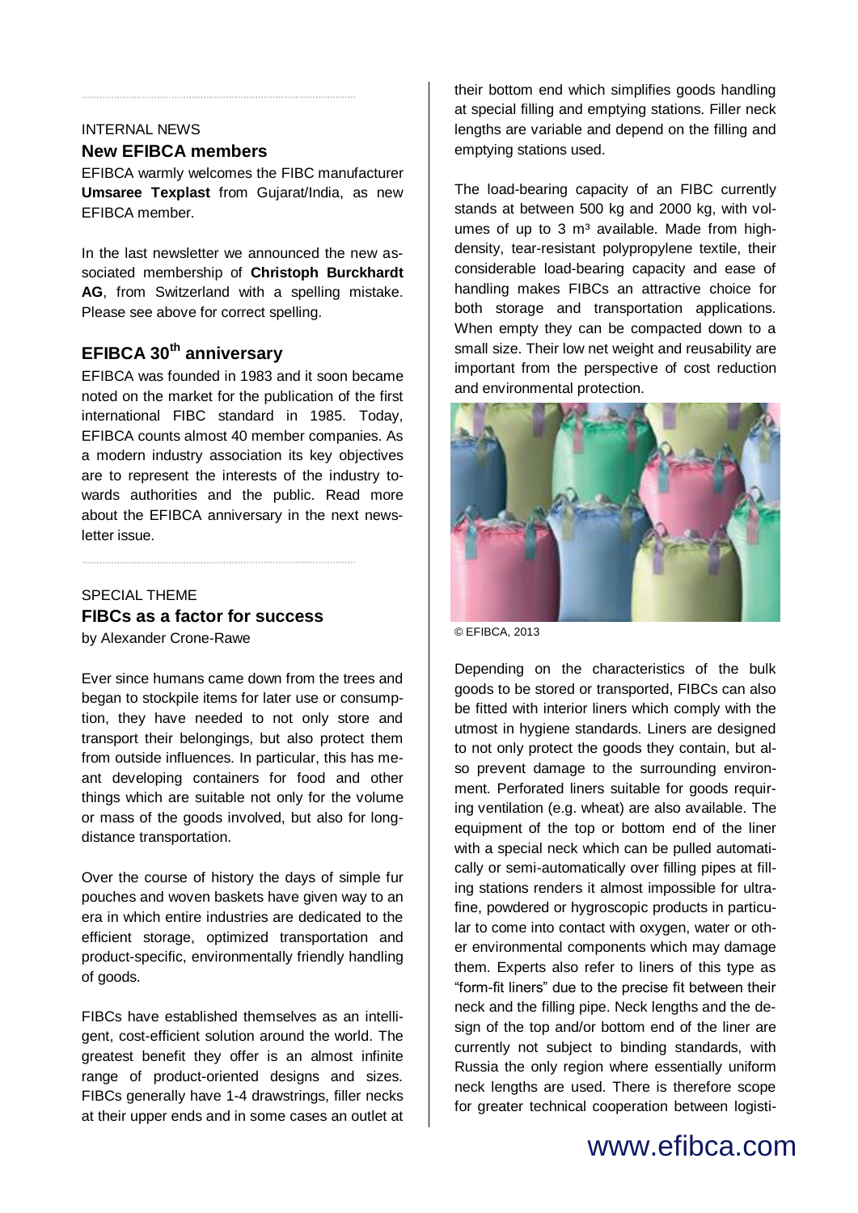INTERNAL NEWS

## New EFIBCA members

EFIBCA warmly welcomes the FIBC manufacturer **Umsaree Texplast** from Gujarat/India, as new EFIBCA member.

In the last newsletter we announced the new associated membership of **Christoph Burckhardt AG**, from Switzerland with a spelling mistake. Please see above for correct spelling.

## EFIBCA 30$^{th}$ anniversary

EFIBCA was founded in 1983 and it soon became noted on the market for the publication of the first international FIBC standard in 1985. Today, EFIBCA counts almost 40 member companies. As a modern industry association its key objectives are to represent the interests of the industry towards authorities and the public. Read more about the EFIBCA anniversary in the next newsletter issue.

SPECIAL THEME

## FIBCs as a factor for success

by Alexander Crone-Rawe

Ever since humans came down from the trees and began to stockpile items for later use or consumption, they have needed to not only store and transport their belongings, but also protect them from outside influences. In particular, this has meant developing containers for food and other things which are suitable not only for the volume or mass of the goods involved, but also for long-distance transportation.

Over the course of history the days of simple fur pouches and woven baskets have given way to an era in which entire industries are dedicated to the efficient storage, optimized transportation and product-specific, environmentally friendly handling of goods.

FIBCs have established themselves as an intelligent, cost-efficient solution around the world. The greatest benefit they offer is an almost infinite range of product-oriented designs and sizes. FIBCs generally have 1-4 drawstrings, filler necks at their upper ends and in some cases an outlet at their bottom end which simplifies goods handling at special filling and emptying stations. Filler neck lengths are variable and depend on the filling and emptying stations used.

The load-bearing capacity of an FIBC currently stands at between 500 kg and 2000 kg, with volumes of up to 3 m³ available. Made from high-density, tear-resistant polypropylene textile, their considerable load-bearing capacity and ease of handling makes FIBCs an attractive choice for both storage and transportation applications. When empty they can be compacted down to a small size. Their low net weight and reusability are important from the perspective of cost reduction and environmental protection.

© EFIBCA, 2013

Depending on the characteristics of the bulk goods to be stored or transported, FIBCs can also be fitted with interior liners which comply with the utmost in hygiene standards. Liners are designed to not only protect the goods they contain, but also prevent damage to the surrounding environment. Perforated liners suitable for goods requiring ventilation (e.g. wheat) are also available. The equipment of the top or bottom end of the liner with a special neck which can be pulled automatically or semi-automatically over filling pipes at filling stations renders it almost impossible for ultra-fine, powdered or hygroscopic products in particular to come into contact with oxygen, water or other environmental components which may damage them. Experts also refer to liners of this type as “form-fit liners” due to the precise fit between their neck and the filling pipe. Neck lengths and the design of the top and/or bottom end of the liner are currently not subject to binding standards, with Russia the only region where essentially uniform neck lengths are used. There is therefore scope for greater technical cooperation between logisti-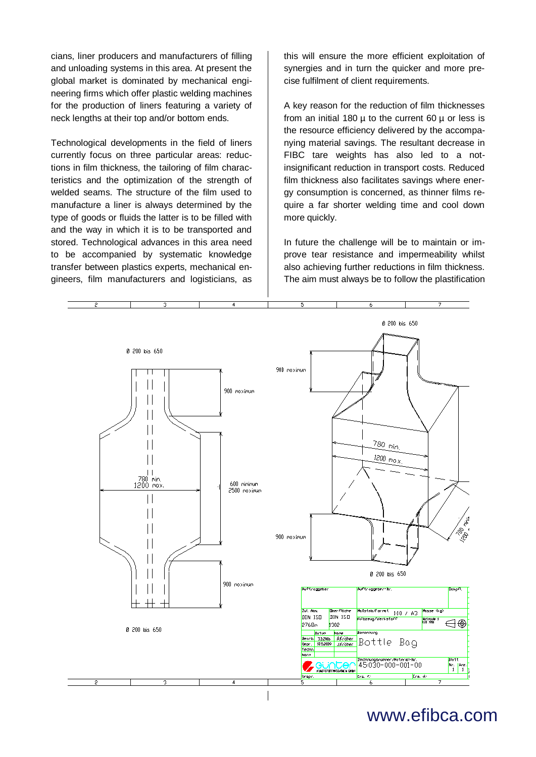cians, liner producers and manufacturers of filling and unloading systems in this area. At present the global market is dominated by mechanical engineering firms which offer plastic welding machines for the production of liners featuring a variety of neck lengths at their top and/or bottom ends.

Technological developments in the field of liners currently focus on three particular areas: reductions in film thickness, the tailoring of film characteristics and the optimization of the strength of welded seams. The structure of the film used to manufacture a liner is always determined by the type of goods or fluids the latter is to be filled with and the way in which it is to be transported and stored. Technological advances in this area need to be accompanied by systematic knowledge transfer between plastics experts, mechanical engineers, film manufacturers and logisticians, as this will ensure the more efficient exploitation of synergies and in turn the quicker and more precise fulfilment of client requirements.

A key reason for the reduction of film thicknesses from an initial 180 µ to the current 60 µ or less is the resource efficiency delivered by the accompanying material savings. The resultant decrease in FIBC tare weights has also led to a not-insignificant reduction in transport costs. Reduced film thickness also facilitates savings where energy consumption is concerned, as thinner films require a far shorter welding time and cool down more quickly.

In future the challenge will be to maintain or improve tear resistance and impermeability whilst also achieving further reductions in film thickness. The aim must always be to follow the plastification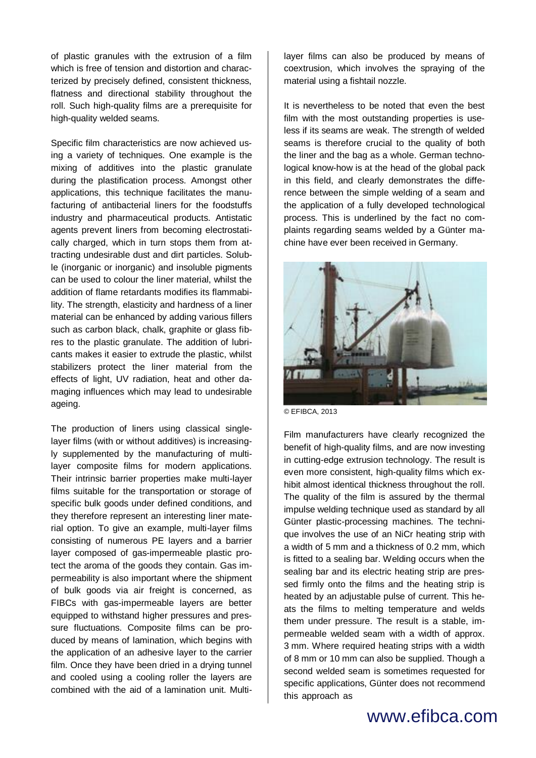of plastic granules with the extrusion of a film which is free of tension and distortion and characterized by precisely defined, consistent thickness, flatness and directional stability throughout the roll. Such high-quality films are a prerequisite for high-quality welded seams.

Specific film characteristics are now achieved using a variety of techniques. One example is the mixing of additives into the plastic granulate during the plastification process. Amongst other applications, this technique facilitates the manufacturing of antibacterial liners for the foodstuffs industry and pharmaceutical products. Antistatic agents prevent liners from becoming electrostatically charged, which in turn stops them from attracting undesirable dust and dirt particles. Soluble (inorganic or inorganic) and insoluble pigments can be used to colour the liner material, whilst the addition of flame retardants modifies its flammability. The strength, elasticity and hardness of a liner material can be enhanced by adding various fillers such as carbon black, chalk, graphite or glass fibres to the plastic granulate. The addition of lubricants makes it easier to extrude the plastic, whilst stabilizers protect the liner material from the effects of light, UV radiation, heat and other damaging influences which may lead to undesirable ageing.

The production of liners using classical single-layer films (with or without additives) is increasingly supplemented by the manufacturing of multi-layer composite films for modern applications. Their intrinsic barrier properties make multi-layer films suitable for the transportation or storage of specific bulk goods under defined conditions, and they therefore represent an interesting liner material option. To give an example, multi-layer films consisting of numerous PE layers and a barrier layer composed of gas-impermeable plastic protect the aroma of the goods they contain. Gas impermeability is also important where the shipment of bulk goods via air freight is concerned, as FIBCs with gas-impermeable layers are better equipped to withstand higher pressures and pressure fluctuations. Composite films can be produced by means of lamination, which begins with the application of an adhesive layer to the carrier film. Once they have been dried in a drying tunnel and cooled using a cooling roller the layers are combined with the aid of a lamination unit. Multi-layer films can also be produced by means of coextrusion, which involves the spraying of the material using a fishtail nozzle.

It is nevertheless to be noted that even the best film with the most outstanding properties is useless if its seams are weak. The strength of welded seams is therefore crucial to the quality of both the liner and the bag as a whole. German technological know-how is at the head of the global pack in this field, and clearly demonstrates the difference between the simple welding of a seam and the application of a fully developed technological process. This is underlined by the fact no complaints regarding seams welded by a Günter machine have ever been received in Germany.

© EFIBCA, 2013

Film manufacturers have clearly recognized the benefit of high-quality films, and are now investing in cutting-edge extrusion technology. The result is even more consistent, high-quality films which exhibit almost identical thickness throughout the roll. The quality of the film is assured by the thermal impulse welding technique used as standard by all Günter plastic-processing machines. The technique involves the use of an NiCr heating strip with a width of 5 mm and a thickness of 0.2 mm, which is fitted to a sealing bar. Welding occurs when the sealing bar and its electric heating strip are pressed firmly onto the films and the heating strip is heated by an adjustable pulse of current. This heats the films to melting temperature and welds them under pressure. The result is a stable, impermeable welded seam with a width of approx. 3 mm. Where required heating strips with a width of 8 mm or 10 mm can also be supplied. Though a second welded seam is sometimes requested for specific applications, Günter does not recommend this approach as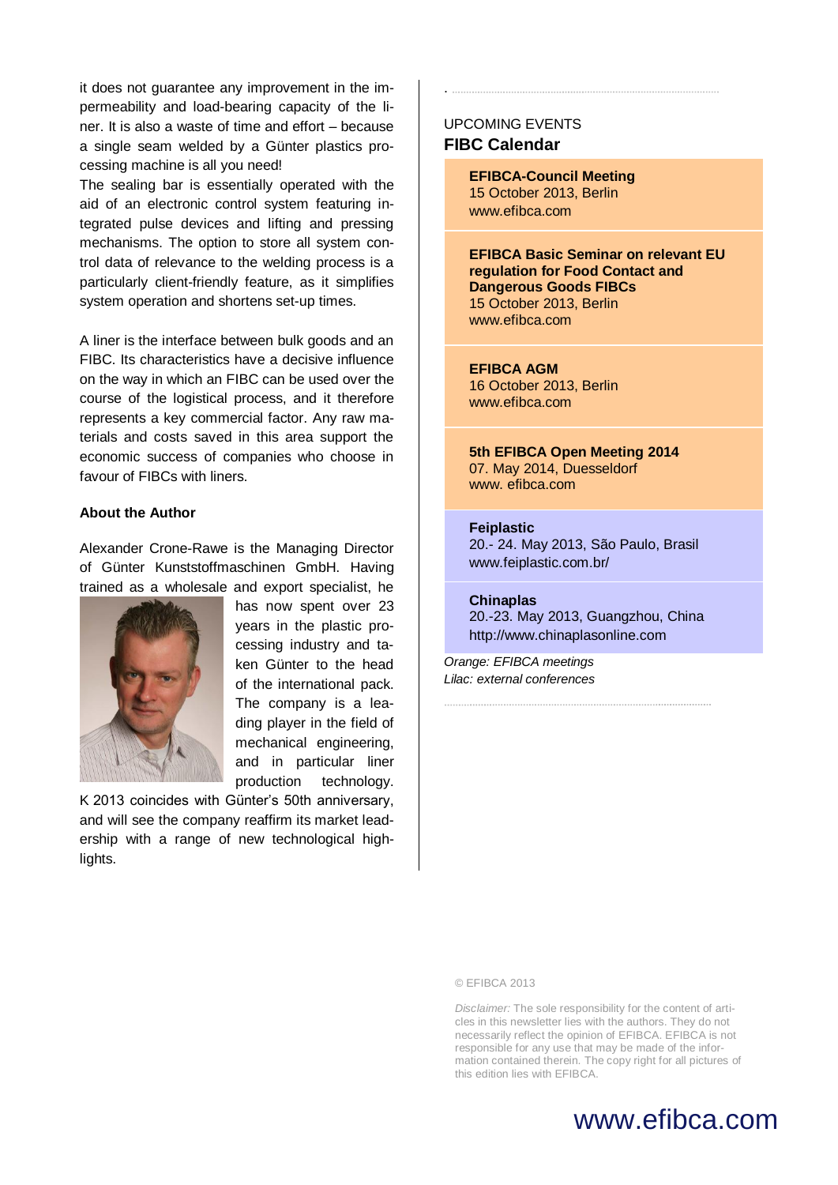it does not guarantee any improvement in the impermeability and load-bearing capacity of the liner. It is also a waste of time and effort – because a single seam welded by a Günter plastics processing machine is all you need!

The sealing bar is essentially operated with the aid of an electronic control system featuring integrated pulse devices and lifting and pressing mechanisms. The option to store all system control data of relevance to the welding process is a particularly client-friendly feature, as it simplifies system operation and shortens set-up times.

A liner is the interface between bulk goods and an FIBC. Its characteristics have a decisive influence on the way in which an FIBC can be used over the course of the logistical process, and it therefore represents a key commercial factor. Any raw materials and costs saved in this area support the economic success of companies who choose in favour of FIBCs with liners.

**About the Author**

Alexander Crone-Rawe is the Managing Director of Günter Kunststoffmaschinen GmbH. Having trained as a wholesale and export specialist, he has now spent over 23 years in the plastic processing industry and taken Günter to the head of the international pack. The company is a leading player in the field of mechanical engineering, and in particular liner production technology. K 2013 coincides with Günter's 50th anniversary, and will see the company reaffirm its market leadership with a range of new technological highlights.

UPCOMING EVENTS

## FIBC Calendar

**EFIBCA-Council Meeting**
15 October 2013, Berlin
www.efibca.com

**EFIBCA Basic Seminar on relevant EU regulation for Food Contact and Dangerous Goods FIBCs**
15 October 2013, Berlin
www.efibca.com

**EFIBCA AGM**
16 October 2013, Berlin
www.efibca.com

**5th EFIBCA Open Meeting 2014**
07. May 2014, Duesseldorf
www. efibca.com

**Feiplastic**
20.- 24. May 2013, São Paulo, Brasil
www.feiplastic.com.br/

**Chinaplas**
20.-23. May 2013, Guangzhou, China
http://www.chinaplasonline.com

*Orange: EFIBCA meetings*
*Lilac: external conferences*

© EFIBCA 2013

*Disclaimer:* The sole responsibility for the content of articles in this newsletter lies with the authors. They do not necessarily reflect the opinion of EFIBCA. EFIBCA is not responsible for any use that may be made of the information contained therein. The copy right for all pictures of this edition lies with EFIBCA.

www.efibca.com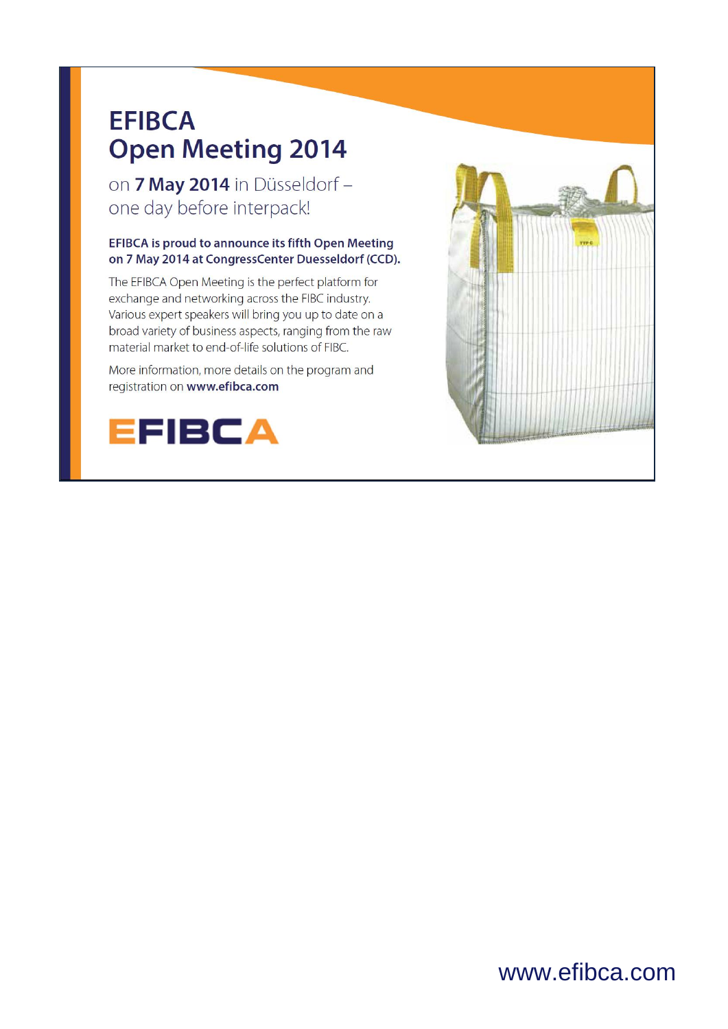# EFIBCA
# Open Meeting 2014

on **7 May 2014** in Düsseldorf – one day before interpack!

**EFIBCA is proud to announce its fifth Open Meeting on 7 May 2014 at CongressCenter Duesseldorf (CCD).**

The EFIBCA Open Meeting is the perfect platform for exchange and networking across the FIBC industry. Various expert speakers will bring you up to date on a broad variety of business aspects, ranging from the raw material market to end-of-life solutions of FIBC.

More information, more details on the program and registration on **www.efibca.com**

EFIBCA

www.efibca.com